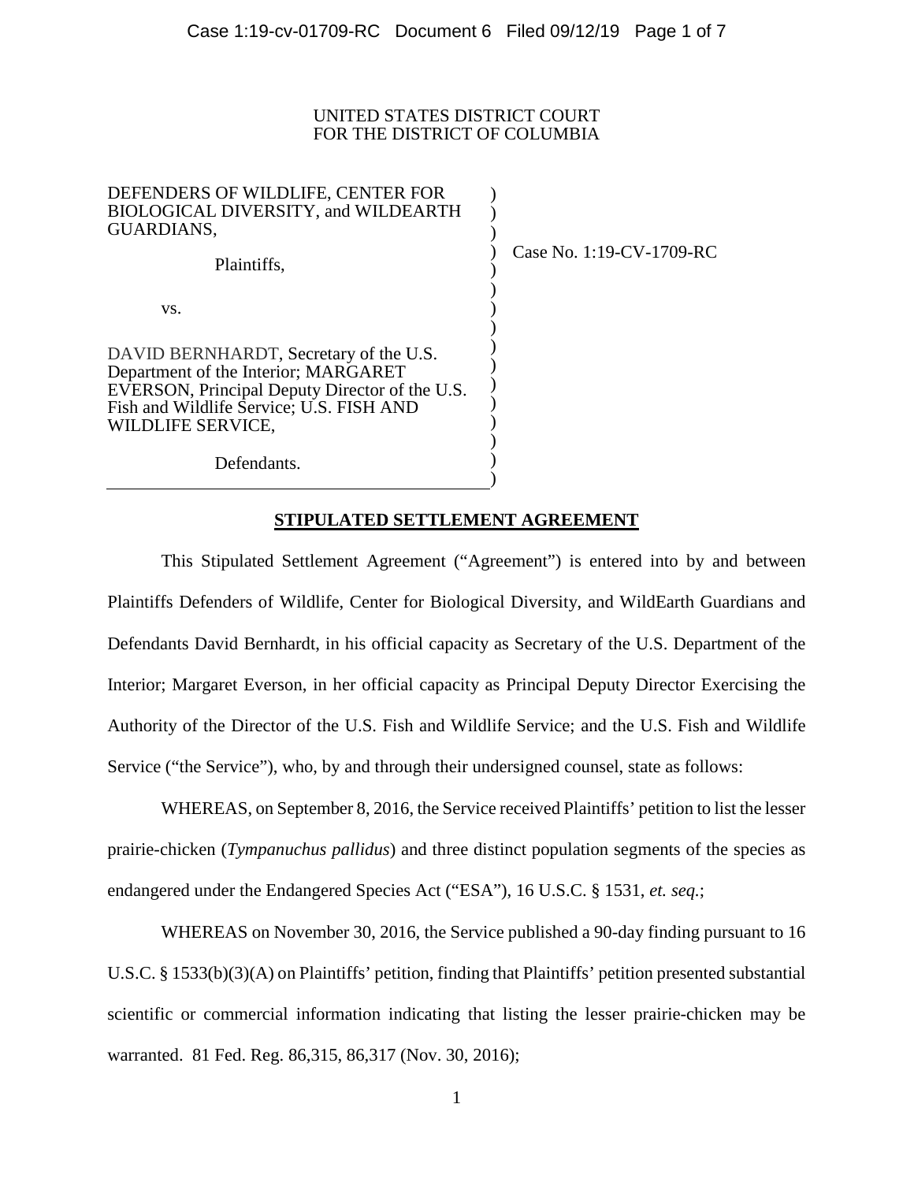UNITED STATES DISTRICT COURT
FOR THE DISTRICT OF COLUMBIA

| | |
|---|---|
| DEFENDERS OF WILDLIFE, CENTER FOR BIOLOGICAL DIVERSITY, and WILDEARTH GUARDIANS,<br><br>Plaintiffs,<br><br>vs.<br><br>DAVID BERNHARDT, Secretary of the U.S. Department of the Interior; MARGARET EVERSON, Principal Deputy Director of the U.S. Fish and Wildlife Service; U.S. FISH AND WILDLIFE SERVICE,<br><br>Defendants. | Case No. 1:19-CV-1709-RC |

## STIPULATED SETTLEMENT AGREEMENT

This Stipulated Settlement Agreement ("Agreement") is entered into by and between Plaintiffs Defenders of Wildlife, Center for Biological Diversity, and WildEarth Guardians and Defendants David Bernhardt, in his official capacity as Secretary of the U.S. Department of the Interior; Margaret Everson, in her official capacity as Principal Deputy Director Exercising the Authority of the Director of the U.S. Fish and Wildlife Service; and the U.S. Fish and Wildlife Service ("the Service"), who, by and through their undersigned counsel, state as follows:

WHEREAS, on September 8, 2016, the Service received Plaintiffs' petition to list the lesser prairie-chicken (*Tympanuchus pallidus*) and three distinct population segments of the species as endangered under the Endangered Species Act ("ESA"), 16 U.S.C. § 1531, *et. seq.*;

WHEREAS on November 30, 2016, the Service published a 90-day finding pursuant to 16 U.S.C. § 1533(b)(3)(A) on Plaintiffs' petition, finding that Plaintiffs' petition presented substantial scientific or commercial information indicating that listing the lesser prairie-chicken may be warranted. 81 Fed. Reg. 86,315, 86,317 (Nov. 30, 2016);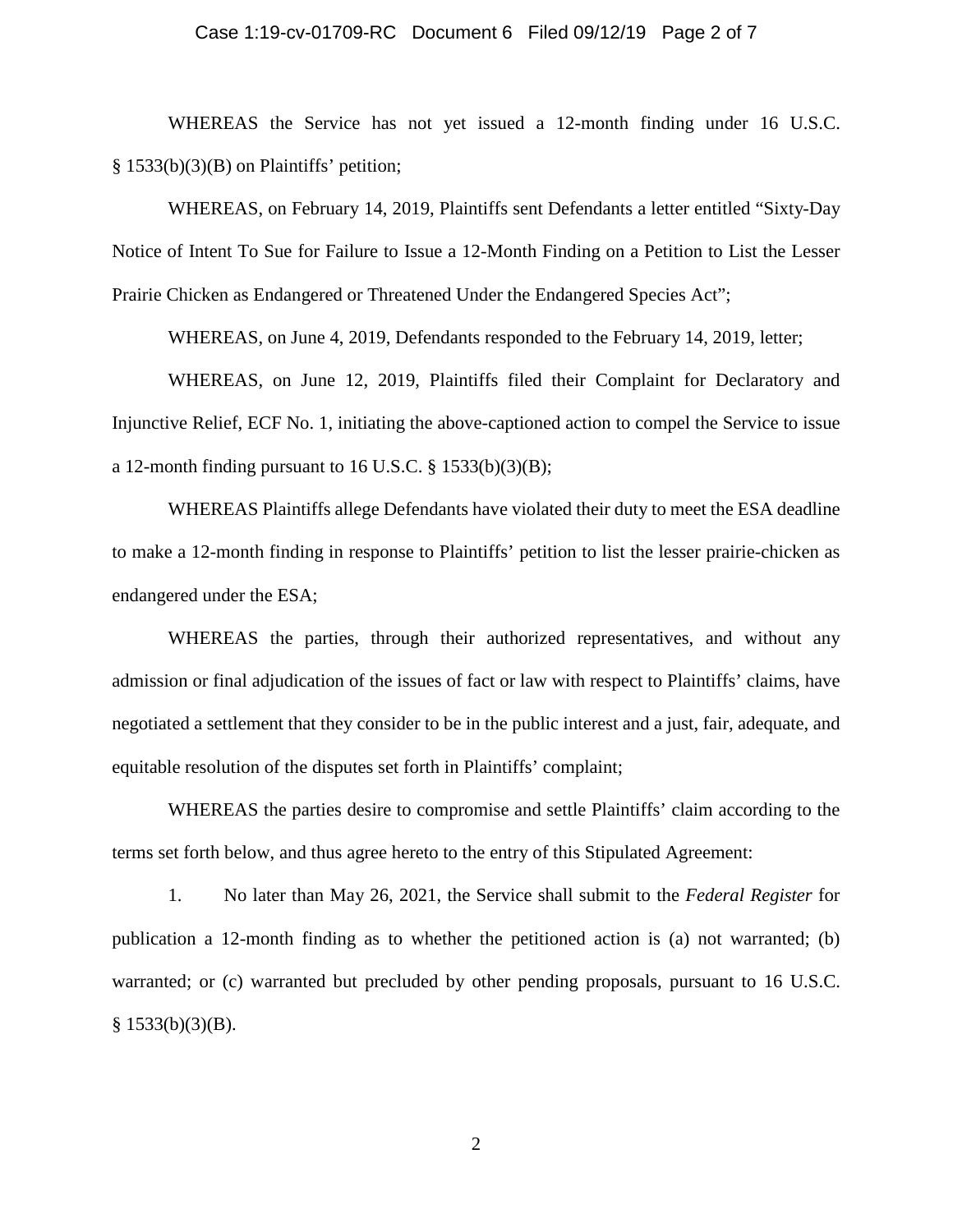WHEREAS the Service has not yet issued a 12-month finding under 16 U.S.C. § 1533(b)(3)(B) on Plaintiffs' petition;

WHEREAS, on February 14, 2019, Plaintiffs sent Defendants a letter entitled "Sixty-Day Notice of Intent To Sue for Failure to Issue a 12-Month Finding on a Petition to List the Lesser Prairie Chicken as Endangered or Threatened Under the Endangered Species Act";

WHEREAS, on June 4, 2019, Defendants responded to the February 14, 2019, letter;

WHEREAS, on June 12, 2019, Plaintiffs filed their Complaint for Declaratory and Injunctive Relief, ECF No. 1, initiating the above-captioned action to compel the Service to issue a 12-month finding pursuant to 16 U.S.C. § 1533(b)(3)(B);

WHEREAS Plaintiffs allege Defendants have violated their duty to meet the ESA deadline to make a 12-month finding in response to Plaintiffs' petition to list the lesser prairie-chicken as endangered under the ESA;

WHEREAS the parties, through their authorized representatives, and without any admission or final adjudication of the issues of fact or law with respect to Plaintiffs' claims, have negotiated a settlement that they consider to be in the public interest and a just, fair, adequate, and equitable resolution of the disputes set forth in Plaintiffs' complaint;

WHEREAS the parties desire to compromise and settle Plaintiffs' claim according to the terms set forth below, and thus agree hereto to the entry of this Stipulated Agreement:

1. No later than May 26, 2021, the Service shall submit to the *Federal Register* for publication a 12-month finding as to whether the petitioned action is (a) not warranted; (b) warranted; or (c) warranted but precluded by other pending proposals, pursuant to 16 U.S.C. § 1533(b)(3)(B).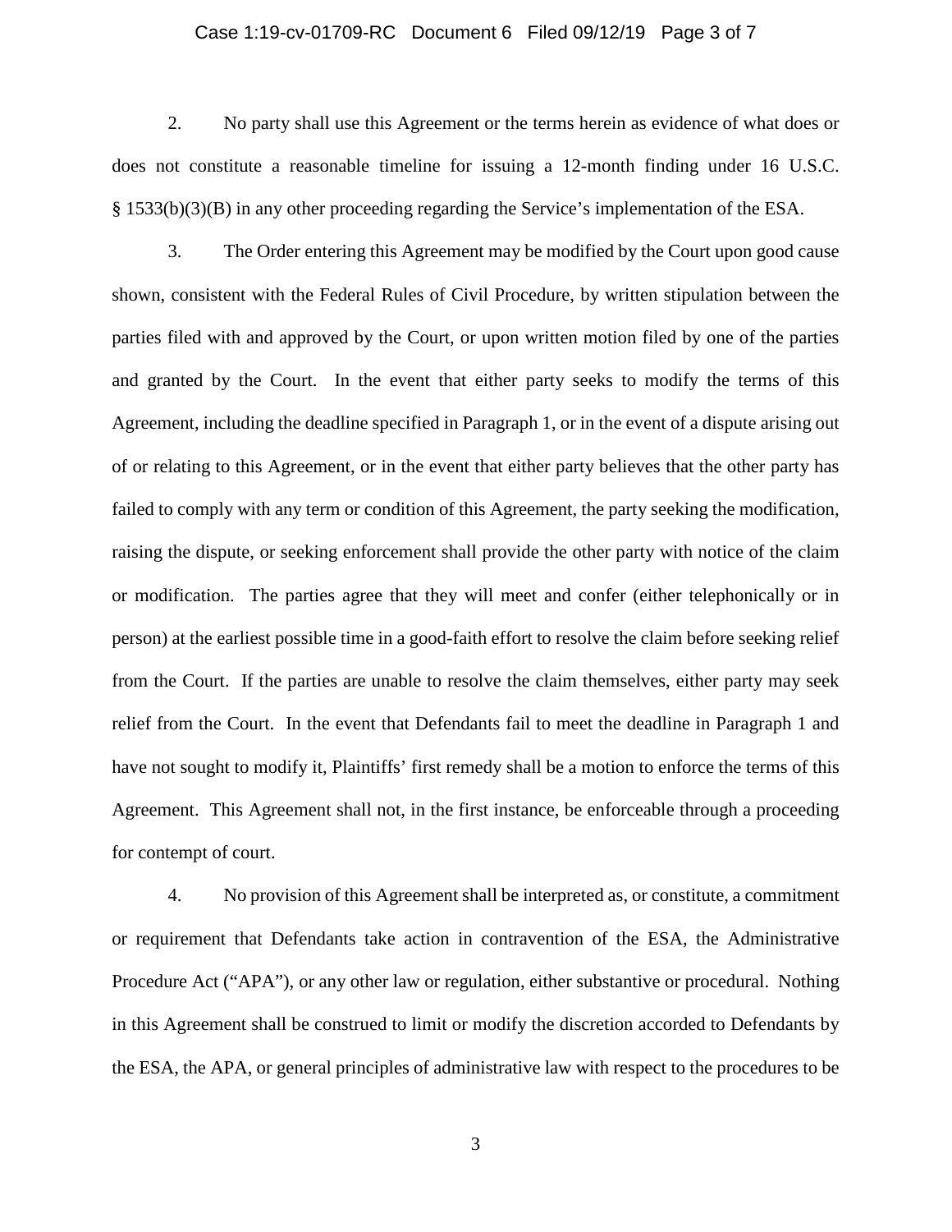2. No party shall use this Agreement or the terms herein as evidence of what does or does not constitute a reasonable timeline for issuing a 12-month finding under 16 U.S.C. § 1533(b)(3)(B) in any other proceeding regarding the Service's implementation of the ESA.

3. The Order entering this Agreement may be modified by the Court upon good cause shown, consistent with the Federal Rules of Civil Procedure, by written stipulation between the parties filed with and approved by the Court, or upon written motion filed by one of the parties and granted by the Court. In the event that either party seeks to modify the terms of this Agreement, including the deadline specified in Paragraph 1, or in the event of a dispute arising out of or relating to this Agreement, or in the event that either party believes that the other party has failed to comply with any term or condition of this Agreement, the party seeking the modification, raising the dispute, or seeking enforcement shall provide the other party with notice of the claim or modification. The parties agree that they will meet and confer (either telephonically or in person) at the earliest possible time in a good-faith effort to resolve the claim before seeking relief from the Court. If the parties are unable to resolve the claim themselves, either party may seek relief from the Court. In the event that Defendants fail to meet the deadline in Paragraph 1 and have not sought to modify it, Plaintiffs' first remedy shall be a motion to enforce the terms of this Agreement. This Agreement shall not, in the first instance, be enforceable through a proceeding for contempt of court.

4. No provision of this Agreement shall be interpreted as, or constitute, a commitment or requirement that Defendants take action in contravention of the ESA, the Administrative Procedure Act ("APA"), or any other law or regulation, either substantive or procedural. Nothing in this Agreement shall be construed to limit or modify the discretion accorded to Defendants by the ESA, the APA, or general principles of administrative law with respect to the procedures to be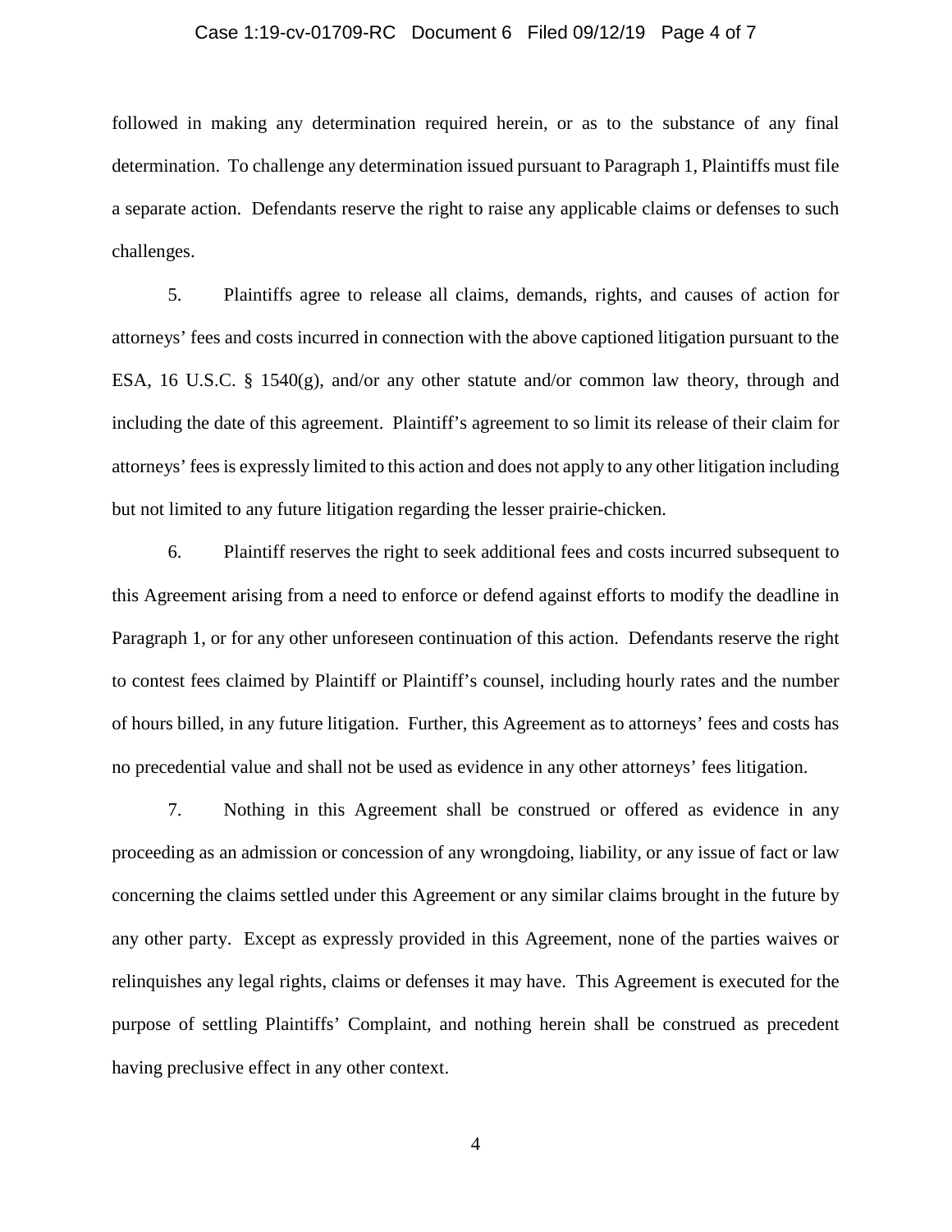followed in making any determination required herein, or as to the substance of any final determination. To challenge any determination issued pursuant to Paragraph 1, Plaintiffs must file a separate action. Defendants reserve the right to raise any applicable claims or defenses to such challenges.

5. Plaintiffs agree to release all claims, demands, rights, and causes of action for attorneys' fees and costs incurred in connection with the above captioned litigation pursuant to the ESA, 16 U.S.C. § 1540(g), and/or any other statute and/or common law theory, through and including the date of this agreement. Plaintiff's agreement to so limit its release of their claim for attorneys' fees is expressly limited to this action and does not apply to any other litigation including but not limited to any future litigation regarding the lesser prairie-chicken.

6. Plaintiff reserves the right to seek additional fees and costs incurred subsequent to this Agreement arising from a need to enforce or defend against efforts to modify the deadline in Paragraph 1, or for any other unforeseen continuation of this action. Defendants reserve the right to contest fees claimed by Plaintiff or Plaintiff's counsel, including hourly rates and the number of hours billed, in any future litigation. Further, this Agreement as to attorneys' fees and costs has no precedential value and shall not be used as evidence in any other attorneys' fees litigation.

7. Nothing in this Agreement shall be construed or offered as evidence in any proceeding as an admission or concession of any wrongdoing, liability, or any issue of fact or law concerning the claims settled under this Agreement or any similar claims brought in the future by any other party. Except as expressly provided in this Agreement, none of the parties waives or relinquishes any legal rights, claims or defenses it may have. This Agreement is executed for the purpose of settling Plaintiffs' Complaint, and nothing herein shall be construed as precedent having preclusive effect in any other context.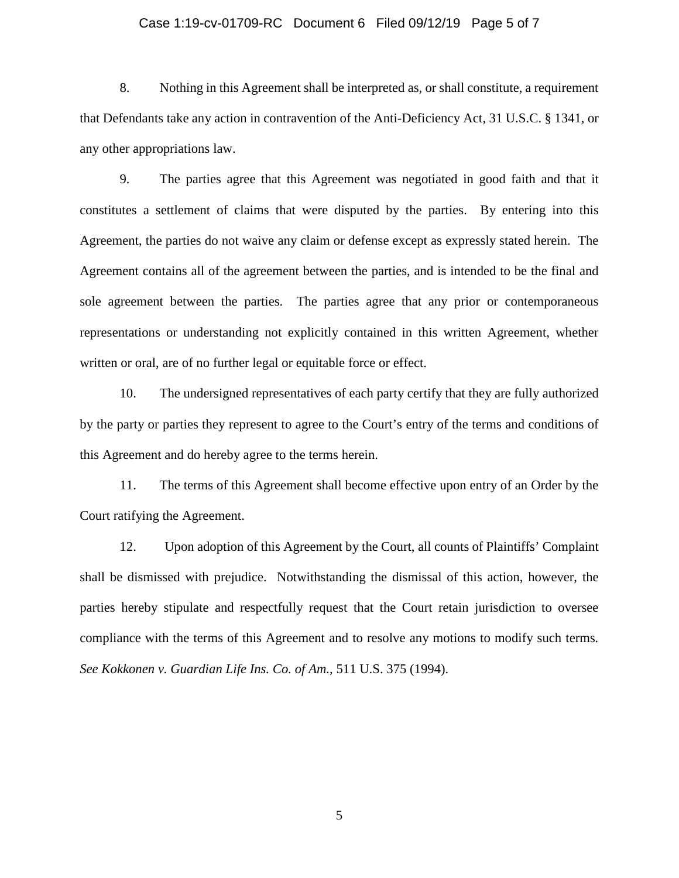8. Nothing in this Agreement shall be interpreted as, or shall constitute, a requirement that Defendants take any action in contravention of the Anti-Deficiency Act, 31 U.S.C. § 1341, or any other appropriations law.

9. The parties agree that this Agreement was negotiated in good faith and that it constitutes a settlement of claims that were disputed by the parties. By entering into this Agreement, the parties do not waive any claim or defense except as expressly stated herein. The Agreement contains all of the agreement between the parties, and is intended to be the final and sole agreement between the parties. The parties agree that any prior or contemporaneous representations or understanding not explicitly contained in this written Agreement, whether written or oral, are of no further legal or equitable force or effect.

10. The undersigned representatives of each party certify that they are fully authorized by the party or parties they represent to agree to the Court's entry of the terms and conditions of this Agreement and do hereby agree to the terms herein.

11. The terms of this Agreement shall become effective upon entry of an Order by the Court ratifying the Agreement.

12. Upon adoption of this Agreement by the Court, all counts of Plaintiffs' Complaint shall be dismissed with prejudice. Notwithstanding the dismissal of this action, however, the parties hereby stipulate and respectfully request that the Court retain jurisdiction to oversee compliance with the terms of this Agreement and to resolve any motions to modify such terms. *See Kokkonen v. Guardian Life Ins. Co. of Am.*, 511 U.S. 375 (1994).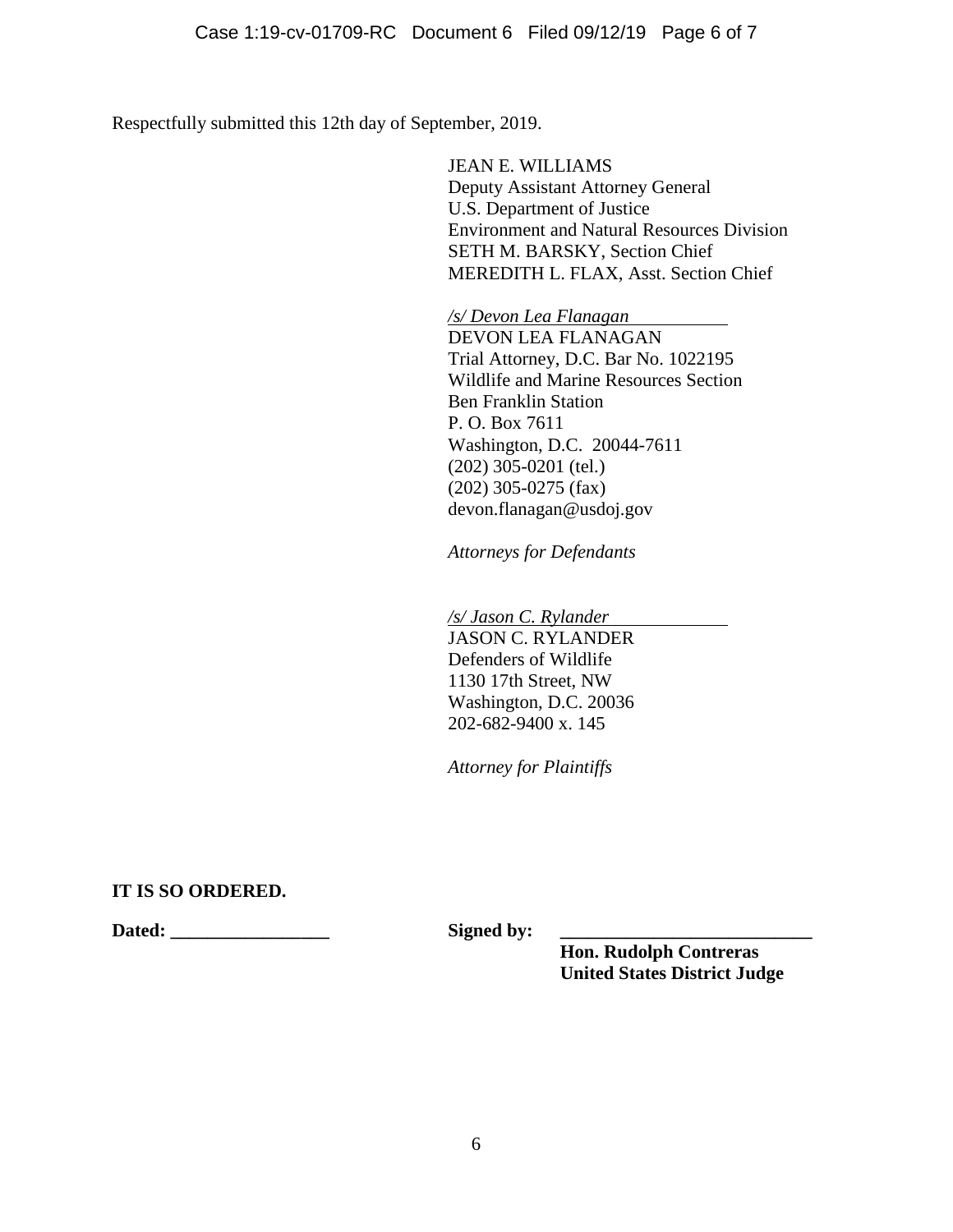Respectfully submitted this 12th day of September, 2019.

JEAN E. WILLIAMS
Deputy Assistant Attorney General
U.S. Department of Justice
Environment and Natural Resources Division
SETH M. BARSKY, Section Chief
MEREDITH L. FLAX, Asst. Section Chief

*/s/ Devon Lea Flanagan*
DEVON LEA FLANAGAN
Trial Attorney, D.C. Bar No. 1022195
Wildlife and Marine Resources Section
Ben Franklin Station
P. O. Box 7611
Washington, D.C. 20044-7611
(202) 305-0201 (tel.)
(202) 305-0275 (fax)
devon.flanagan@usdoj.gov

*Attorneys for Defendants*

*/s/ Jason C. Rylander*
JASON C. RYLANDER
Defenders of Wildlife
1130 17th Street, NW
Washington, D.C. 20036
202-682-9400 x. 145

*Attorney for Plaintiffs*

**IT IS SO ORDERED.**

**Dated: _________________** **Signed by: ___________________________**
**Hon. Rudolph Contreras**
**United States District Judge**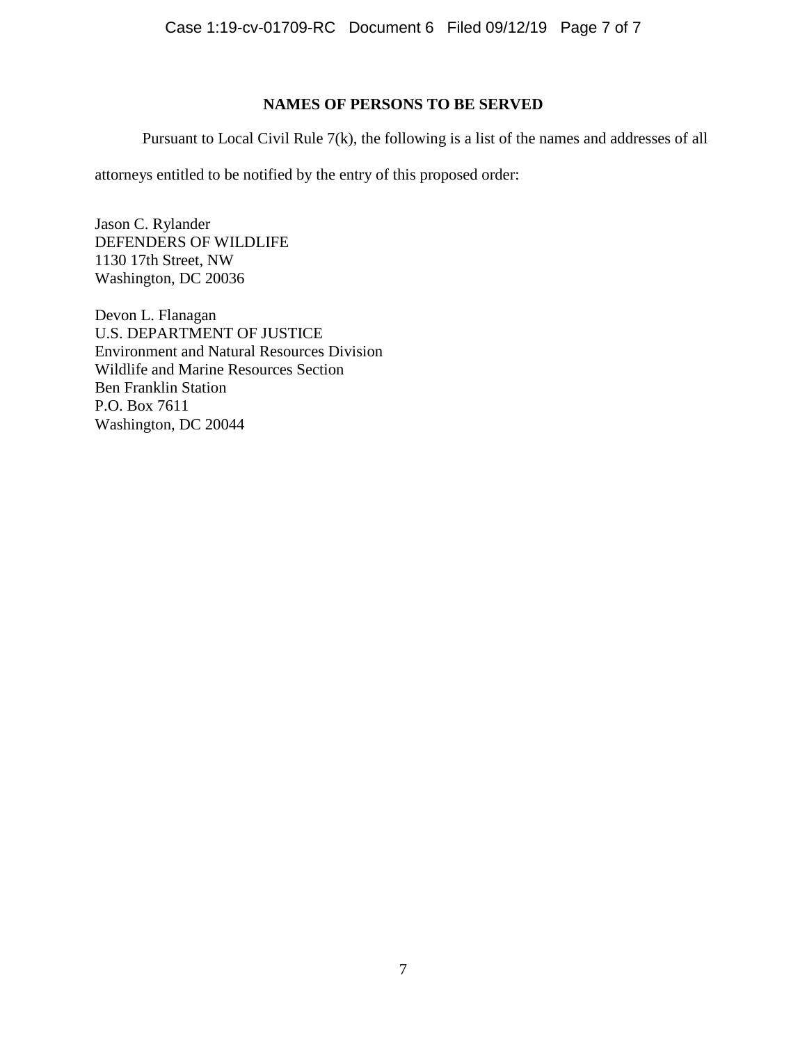## NAMES OF PERSONS TO BE SERVED

Pursuant to Local Civil Rule 7(k), the following is a list of the names and addresses of all attorneys entitled to be notified by the entry of this proposed order:

Jason C. Rylander
DEFENDERS OF WILDLIFE
1130 17th Street, NW
Washington, DC 20036

Devon L. Flanagan
U.S. DEPARTMENT OF JUSTICE
Environment and Natural Resources Division
Wildlife and Marine Resources Section
Ben Franklin Station
P.O. Box 7611
Washington, DC 20044